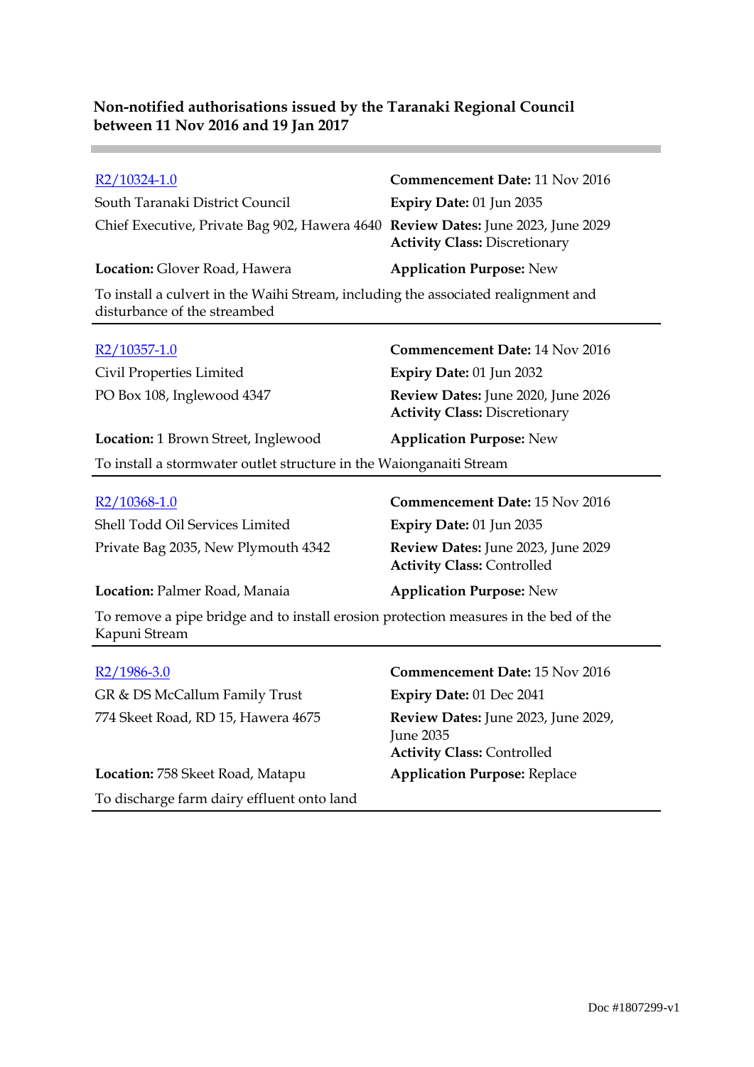**Non-notified authorisations issued by the Taranaki Regional Council between 11 Nov 2016 and 19 Jan 2017**

---

[R2/10324-1.0](R2/10324-1.0)

South Taranaki District Council

Chief Executive, Private Bag 902, Hawera 4640

**Commencement Date:** 11 Nov 2016

**Expiry Date:** 01 Jun 2035

**Review Dates:** June 2023, June 2029

**Activity Class:** Discretionary

**Location:** Glover Road, Hawera

**Application Purpose:** New

To install a culvert in the Waihi Stream, including the associated realignment and disturbance of the streambed

---

[R2/10357-1.0](R2/10357-1.0)

Civil Properties Limited

PO Box 108, Inglewood 4347

**Commencement Date:** 14 Nov 2016

**Expiry Date:** 01 Jun 2032

**Review Dates:** June 2020, June 2026

**Activity Class:** Discretionary

**Location:** 1 Brown Street, Inglewood

**Application Purpose:** New

To install a stormwater outlet structure in the Waionganaiti Stream

---

[R2/10368-1.0](R2/10368-1.0)

Shell Todd Oil Services Limited

Private Bag 2035, New Plymouth 4342

**Commencement Date:** 15 Nov 2016

**Expiry Date:** 01 Jun 2035

**Review Dates:** June 2023, June 2029

**Activity Class:** Controlled

**Location:** Palmer Road, Manaia

**Application Purpose:** New

To remove a pipe bridge and to install erosion protection measures in the bed of the Kapuni Stream

---

[R2/1986-3.0](R2/1986-3.0)

GR & DS McCallum Family Trust

774 Skeet Road, RD 15, Hawera 4675

**Commencement Date:** 15 Nov 2016

**Expiry Date:** 01 Dec 2041

**Review Dates:** June 2023, June 2029, June 2035

**Activity Class:** Controlled

**Location:** 758 Skeet Road, Matapu

**Application Purpose:** Replace

To discharge farm dairy effluent onto land

---

Doc #1807299-v1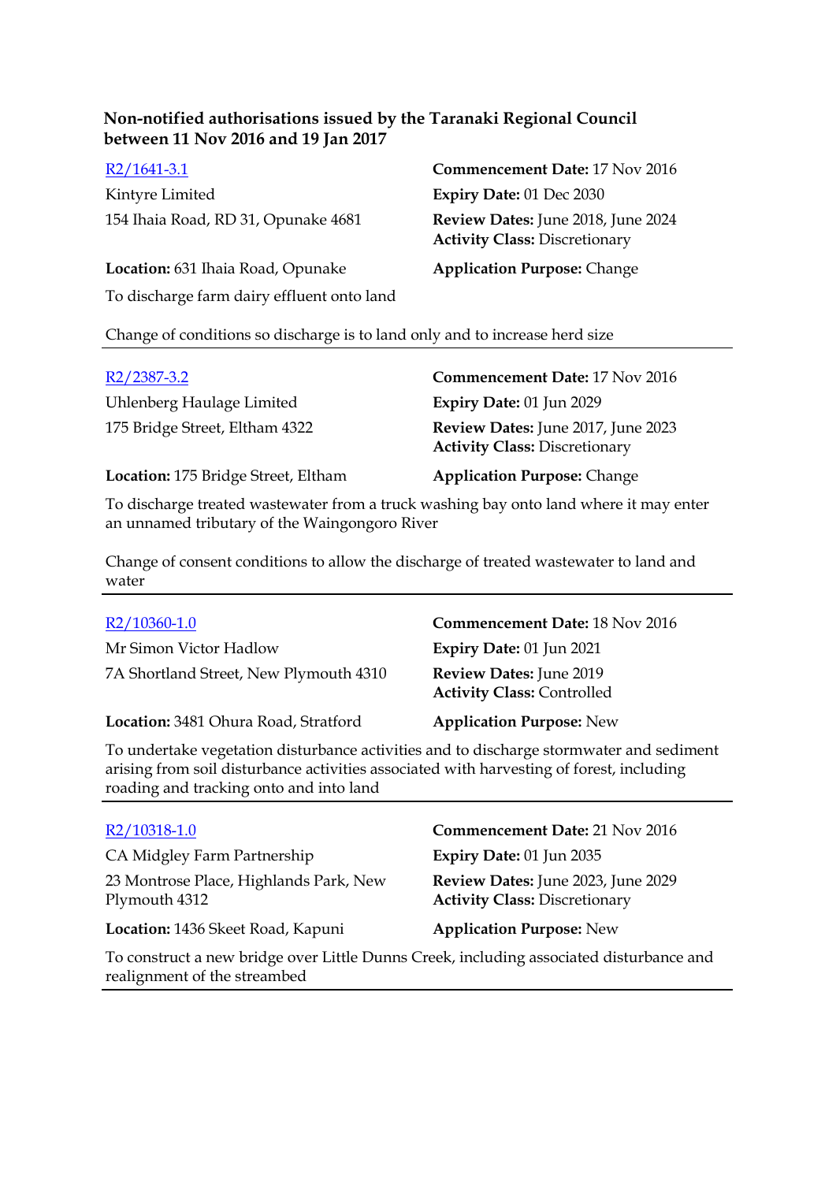### Non-notified authorisations issued by the Taranaki Regional Council between 11 Nov 2016 and 19 Jan 2017

[R2/1641-3.1]

Kintyre Limited
154 Ihaia Road, RD 31, Opunake 4681

**Commencement Date:** 17 Nov 2016
**Expiry Date:** 01 Dec 2030
**Review Dates:** June 2018, June 2024
**Activity Class:** Discretionary

**Location:** 631 Ihaia Road, Opunake
**Application Purpose:** Change

To discharge farm dairy effluent onto land

Change of conditions so discharge is to land only and to increase herd size

---

[R2/2387-3.2]

Uhlenberg Haulage Limited
175 Bridge Street, Eltham 4322

**Commencement Date:** 17 Nov 2016
**Expiry Date:** 01 Jun 2029
**Review Dates:** June 2017, June 2023
**Activity Class:** Discretionary

**Location:** 175 Bridge Street, Eltham
**Application Purpose:** Change

To discharge treated wastewater from a truck washing bay onto land where it may enter an unnamed tributary of the Waingongoro River

Change of consent conditions to allow the discharge of treated wastewater to land and water

---

[R2/10360-1.0]

Mr Simon Victor Hadlow
7A Shortland Street, New Plymouth 4310

**Commencement Date:** 18 Nov 2016
**Expiry Date:** 01 Jun 2021
**Review Dates:** June 2019
**Activity Class:** Controlled

**Location:** 3481 Ohura Road, Stratford
**Application Purpose:** New

To undertake vegetation disturbance activities and to discharge stormwater and sediment arising from soil disturbance activities associated with harvesting of forest, including roading and tracking onto and into land

---

[R2/10318-1.0]

CA Midgley Farm Partnership
23 Montrose Place, Highlands Park, New Plymouth 4312

**Commencement Date:** 21 Nov 2016
**Expiry Date:** 01 Jun 2035
**Review Dates:** June 2023, June 2029
**Activity Class:** Discretionary

**Location:** 1436 Skeet Road, Kapuni
**Application Purpose:** New

To construct a new bridge over Little Dunns Creek, including associated disturbance and realignment of the streambed

---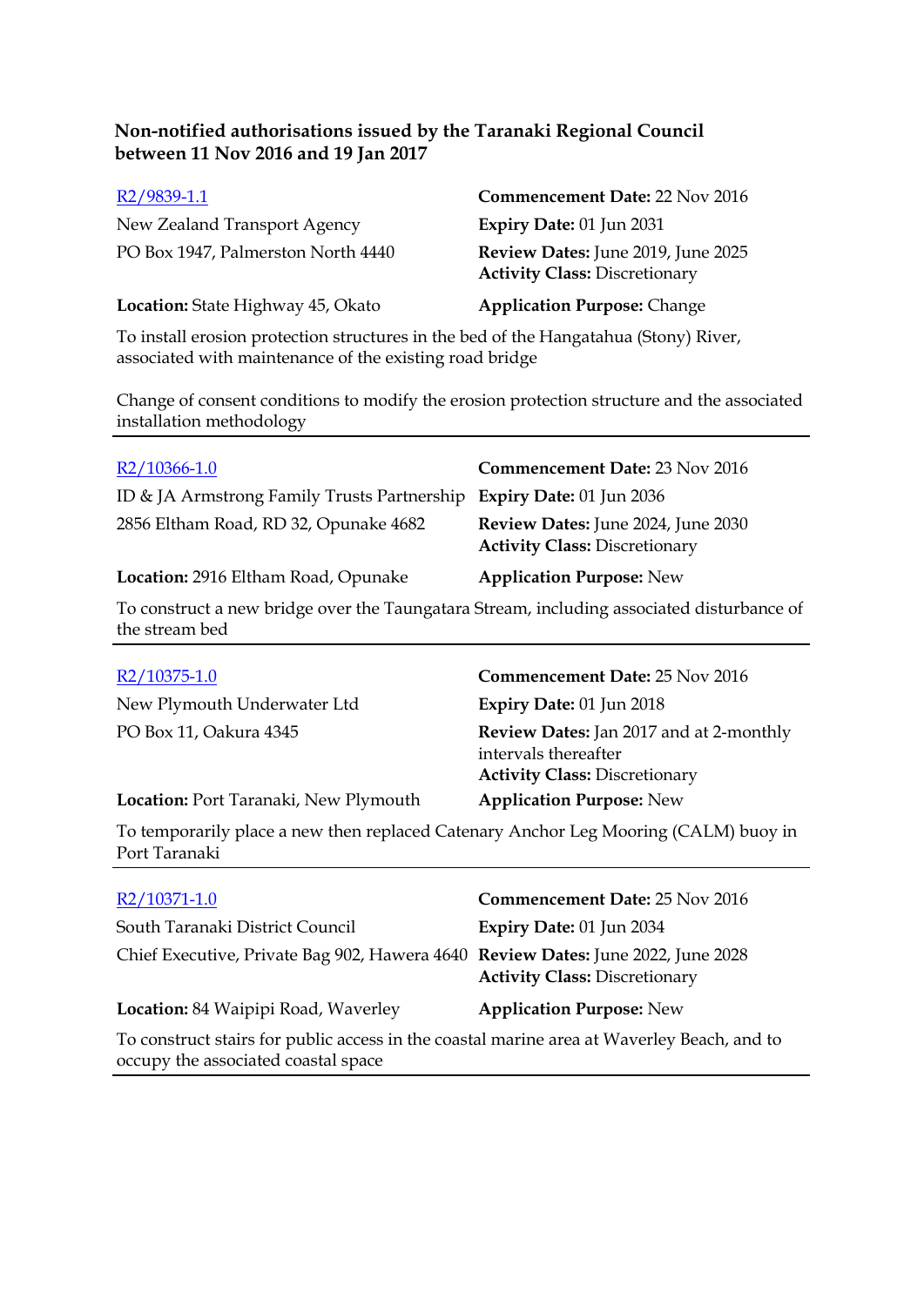**Non-notified authorisations issued by the Taranaki Regional Council between 11 Nov 2016 and 19 Jan 2017**

| | |
|---|---|
| R2/9839-1.1 | **Commencement Date:** 22 Nov 2016 |
| New Zealand Transport Agency | **Expiry Date:** 01 Jun 2031 |
| PO Box 1947, Palmerston North 4440 | **Review Dates:** June 2019, June 2025<br>**Activity Class:** Discretionary |
| **Location:** State Highway 45, Okato | **Application Purpose:** Change |

To install erosion protection structures in the bed of the Hangatahua (Stony) River, associated with maintenance of the existing road bridge

Change of consent conditions to modify the erosion protection structure and the associated installation methodology

---

| | |
|---|---|
| R2/10366-1.0 | **Commencement Date:** 23 Nov 2016 |
| ID & JA Armstrong Family Trusts Partnership | **Expiry Date:** 01 Jun 2036 |
| 2856 Eltham Road, RD 32, Opunake 4682 | **Review Dates:** June 2024, June 2030<br>**Activity Class:** Discretionary |
| **Location:** 2916 Eltham Road, Opunake | **Application Purpose:** New |

To construct a new bridge over the Taungatara Stream, including associated disturbance of the stream bed

---

| | |
|---|---|
| R2/10375-1.0 | **Commencement Date:** 25 Nov 2016 |
| New Plymouth Underwater Ltd | **Expiry Date:** 01 Jun 2018 |
| PO Box 11, Oakura 4345 | **Review Dates:** Jan 2017 and at 2-monthly intervals thereafter<br>**Activity Class:** Discretionary |
| **Location:** Port Taranaki, New Plymouth | **Application Purpose:** New |

To temporarily place a new then replaced Catenary Anchor Leg Mooring (CALM) buoy in Port Taranaki

---

| | |
|---|---|
| R2/10371-1.0 | **Commencement Date:** 25 Nov 2016 |
| South Taranaki District Council | **Expiry Date:** 01 Jun 2034 |
| Chief Executive, Private Bag 902, Hawera 4640 | **Review Dates:** June 2022, June 2028<br>**Activity Class:** Discretionary |
| **Location:** 84 Waipipi Road, Waverley | **Application Purpose:** New |

To construct stairs for public access in the coastal marine area at Waverley Beach, and to occupy the associated coastal space

---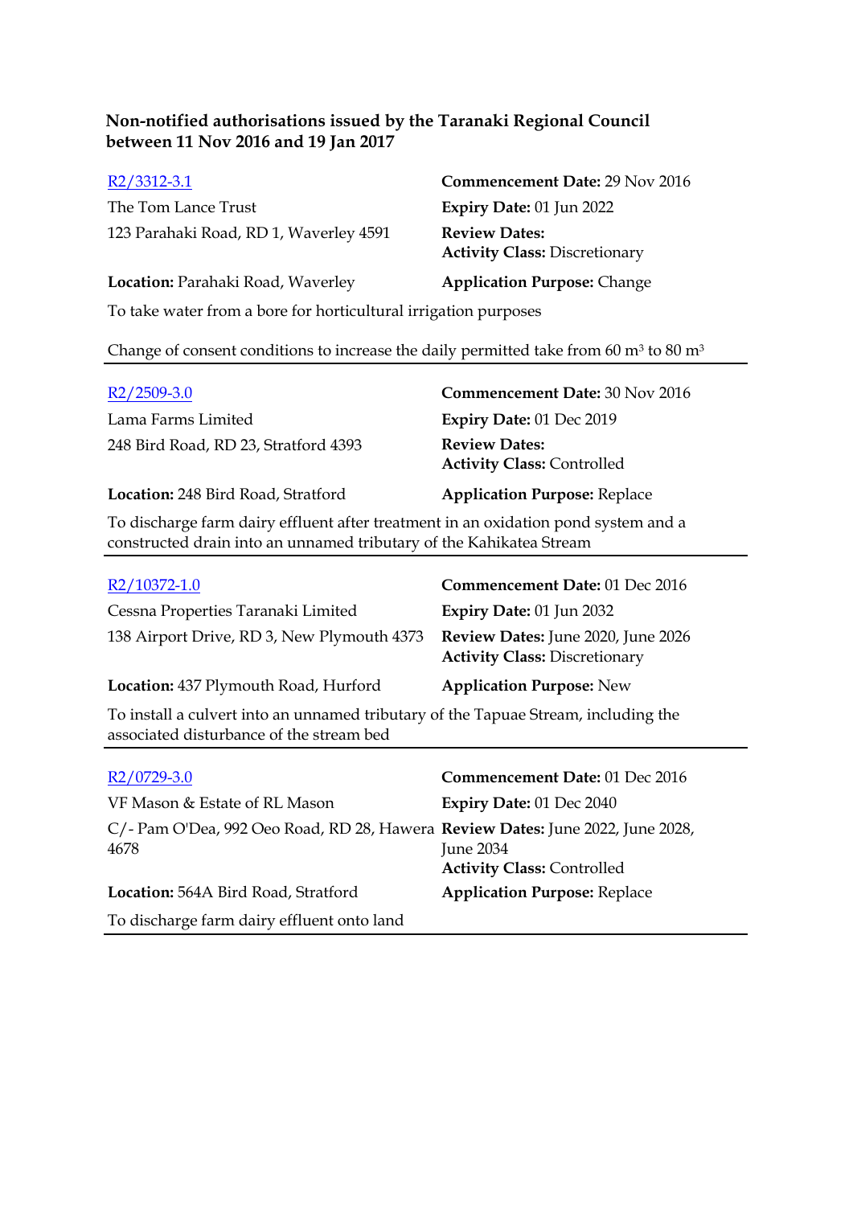**Non-notified authorisations issued by the Taranaki Regional Council between 11 Nov 2016 and 19 Jan 2017**

[R2/3312-3.1]

The Tom Lance Trust
123 Parahaki Road, RD 1, Waverley 4591

**Commencement Date:** 29 Nov 2016
**Expiry Date:** 01 Jun 2022
**Review Dates:**
**Activity Class:** Discretionary

**Location:** Parahaki Road, Waverley
**Application Purpose:** Change

To take water from a bore for horticultural irrigation purposes

Change of consent conditions to increase the daily permitted take from 60 $m^3$ to 80 $m^3$

---

[R2/2509-3.0]

Lama Farms Limited
248 Bird Road, RD 23, Stratford 4393

**Commencement Date:** 30 Nov 2016
**Expiry Date:** 01 Dec 2019
**Review Dates:**
**Activity Class:** Controlled

**Location:** 248 Bird Road, Stratford
**Application Purpose:** Replace

To discharge farm dairy effluent after treatment in an oxidation pond system and a constructed drain into an unnamed tributary of the Kahikatea Stream

---

[R2/10372-1.0]

Cessna Properties Taranaki Limited
138 Airport Drive, RD 3, New Plymouth 4373

**Commencement Date:** 01 Dec 2016
**Expiry Date:** 01 Jun 2032
**Review Dates:** June 2020, June 2026
**Activity Class:** Discretionary

**Location:** 437 Plymouth Road, Hurford
**Application Purpose:** New

To install a culvert into an unnamed tributary of the Tapuae Stream, including the associated disturbance of the stream bed

---

[R2/0729-3.0]

VF Mason & Estate of RL Mason
C/- Pam O'Dea, 992 Oeo Road, RD 28, Hawera 4678

**Commencement Date:** 01 Dec 2016
**Expiry Date:** 01 Dec 2040
**Review Dates:** June 2022, June 2028, June 2034
**Activity Class:** Controlled

**Location:** 564A Bird Road, Stratford
**Application Purpose:** Replace

To discharge farm dairy effluent onto land

---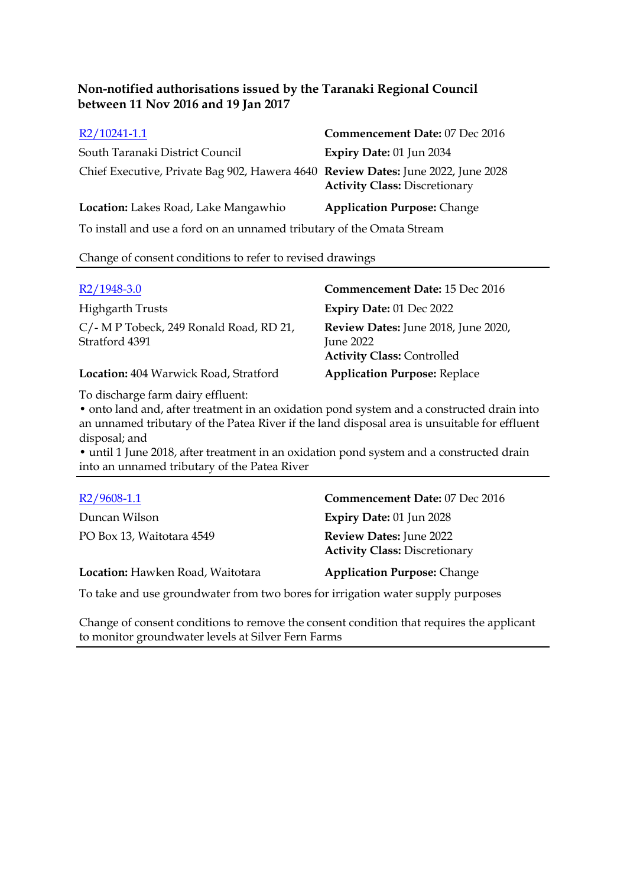**Non-notified authorisations issued by the Taranaki Regional Council between 11 Nov 2016 and 19 Jan 2017**

| | |
|---|---|
| R2/10241-1.1 | **Commencement Date:** 07 Dec 2016 |
| South Taranaki District Council | **Expiry Date:** 01 Jun 2034 |
| Chief Executive, Private Bag 902, Hawera 4640 | **Review Dates:** June 2022, June 2028<br>**Activity Class:** Discretionary |
| **Location:** Lakes Road, Lake Mangawhio | **Application Purpose:** Change |

To install and use a ford on an unnamed tributary of the Omata Stream

Change of consent conditions to refer to revised drawings

---

| | |
|---|---|
| R2/1948-3.0 | **Commencement Date:** 15 Dec 2016 |
| Highgarth Trusts | **Expiry Date:** 01 Dec 2022 |
| C/- M P Tobeck, 249 Ronald Road, RD 21, Stratford 4391 | **Review Dates:** June 2018, June 2020, June 2022<br>**Activity Class:** Controlled |
| **Location:** 404 Warwick Road, Stratford | **Application Purpose:** Replace |

To discharge farm dairy effluent:
- onto land and, after treatment in an oxidation pond system and a constructed drain into an unnamed tributary of the Patea River if the land disposal area is unsuitable for effluent disposal; and
- until 1 June 2018, after treatment in an oxidation pond system and a constructed drain into an unnamed tributary of the Patea River

---

| | |
|---|---|
| R2/9608-1.1 | **Commencement Date:** 07 Dec 2016 |
| Duncan Wilson | **Expiry Date:** 01 Jun 2028 |
| PO Box 13, Waitotara 4549 | **Review Dates:** June 2022<br>**Activity Class:** Discretionary |
| **Location:** Hawken Road, Waitotara | **Application Purpose:** Change |

To take and use groundwater from two bores for irrigation water supply purposes

Change of consent conditions to remove the consent condition that requires the applicant to monitor groundwater levels at Silver Fern Farms

---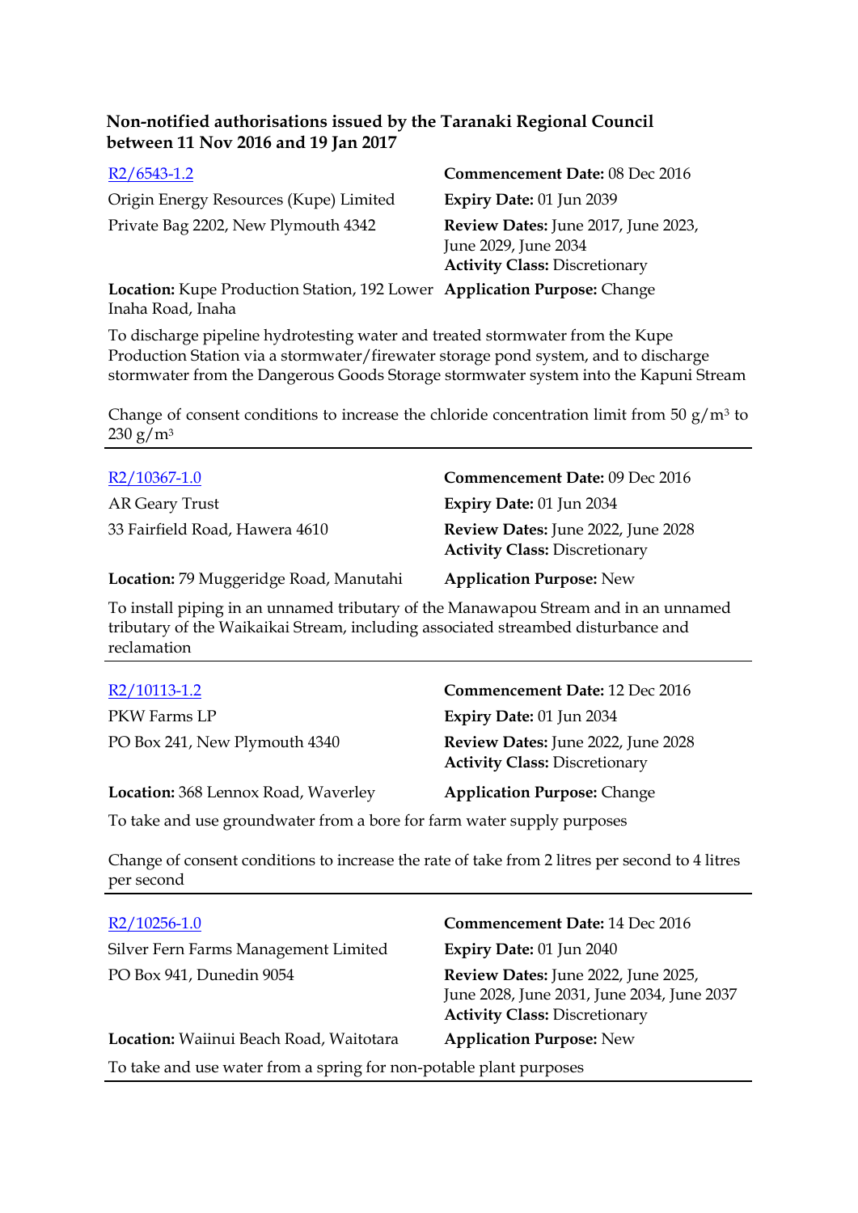**Non-notified authorisations issued by the Taranaki Regional Council between 11 Nov 2016 and 19 Jan 2017**

R2/6543-1.2

Origin Energy Resources (Kupe) Limited
Private Bag 2202, New Plymouth 4342

**Commencement Date:** 08 Dec 2016
**Expiry Date:** 01 Jun 2039
**Review Dates:** June 2017, June 2023, June 2029, June 2034
**Activity Class:** Discretionary

**Location:** Kupe Production Station, 192 Lower Inaha Road, Inaha
**Application Purpose:** Change

To discharge pipeline hydrotesting water and treated stormwater from the Kupe Production Station via a stormwater/firewater storage pond system, and to discharge stormwater from the Dangerous Goods Storage stormwater system into the Kapuni Stream

Change of consent conditions to increase the chloride concentration limit from 50 $g/m^3$ to 230 $g/m^3$

---

R2/10367-1.0

AR Geary Trust
33 Fairfield Road, Hawera 4610

**Commencement Date:** 09 Dec 2016
**Expiry Date:** 01 Jun 2034
**Review Dates:** June 2022, June 2028
**Activity Class:** Discretionary

**Location:** 79 Muggeridge Road, Manutahi
**Application Purpose:** New

To install piping in an unnamed tributary of the Manawapou Stream and in an unnamed tributary of the Waikaikai Stream, including associated streambed disturbance and reclamation

---

R2/10113-1.2

PKW Farms LP
PO Box 241, New Plymouth 4340

**Commencement Date:** 12 Dec 2016
**Expiry Date:** 01 Jun 2034
**Review Dates:** June 2022, June 2028
**Activity Class:** Discretionary

**Location:** 368 Lennox Road, Waverley
**Application Purpose:** Change

To take and use groundwater from a bore for farm water supply purposes

Change of consent conditions to increase the rate of take from 2 litres per second to 4 litres per second

---

R2/10256-1.0

Silver Fern Farms Management Limited
PO Box 941, Dunedin 9054

**Commencement Date:** 14 Dec 2016
**Expiry Date:** 01 Jun 2040
**Review Dates:** June 2022, June 2025, June 2028, June 2031, June 2034, June 2037
**Activity Class:** Discretionary

**Location:** Waiinui Beach Road, Waitotara
**Application Purpose:** New

To take and use water from a spring for non-potable plant purposes

---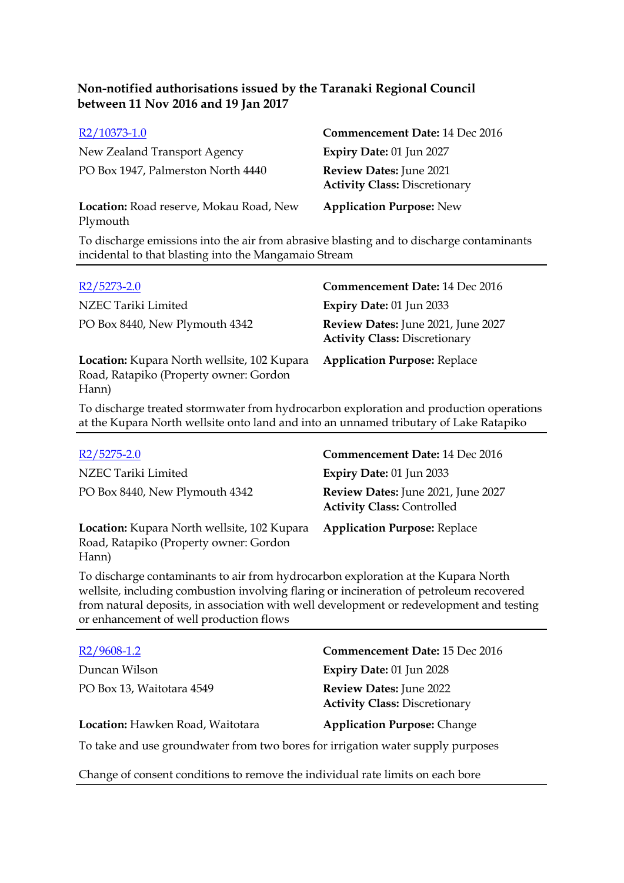**Non-notified authorisations issued by the Taranaki Regional Council between 11 Nov 2016 and 19 Jan 2017**

---

[R2/10373-1.0]
New Zealand Transport Agency
PO Box 1947, Palmerston North 4440

**Location:** Road reserve, Mokau Road, New Plymouth

**Commencement Date:** 14 Dec 2016
**Expiry Date:** 01 Jun 2027
**Review Dates:** June 2021
**Activity Class:** Discretionary
**Application Purpose:** New

To discharge emissions into the air from abrasive blasting and to discharge contaminants incidental to that blasting into the Mangamaio Stream

---

[R2/5273-2.0]
NZEC Tariki Limited
PO Box 8440, New Plymouth 4342

**Location:** Kupara North wellsite, 102 Kupara Road, Ratapiko (Property owner: Gordon Hann)

**Commencement Date:** 14 Dec 2016
**Expiry Date:** 01 Jun 2033
**Review Dates:** June 2021, June 2027
**Activity Class:** Discretionary
**Application Purpose:** Replace

To discharge treated stormwater from hydrocarbon exploration and production operations at the Kupara North wellsite onto land and into an unnamed tributary of Lake Ratapiko

---

[R2/5275-2.0]
NZEC Tariki Limited
PO Box 8440, New Plymouth 4342

**Location:** Kupara North wellsite, 102 Kupara Road, Ratapiko (Property owner: Gordon Hann)

**Commencement Date:** 14 Dec 2016
**Expiry Date:** 01 Jun 2033
**Review Dates:** June 2021, June 2027
**Activity Class:** Controlled
**Application Purpose:** Replace

To discharge contaminants to air from hydrocarbon exploration at the Kupara North wellsite, including combustion involving flaring or incineration of petroleum recovered from natural deposits, in association with well development or redevelopment and testing or enhancement of well production flows

---

[R2/9608-1.2]
Duncan Wilson
PO Box 13, Waitotara 4549

**Location:** Hawken Road, Waitotara

**Commencement Date:** 15 Dec 2016
**Expiry Date:** 01 Jun 2028
**Review Dates:** June 2022
**Activity Class:** Discretionary
**Application Purpose:** Change

To take and use groundwater from two bores for irrigation water supply purposes

Change of consent conditions to remove the individual rate limits on each bore

---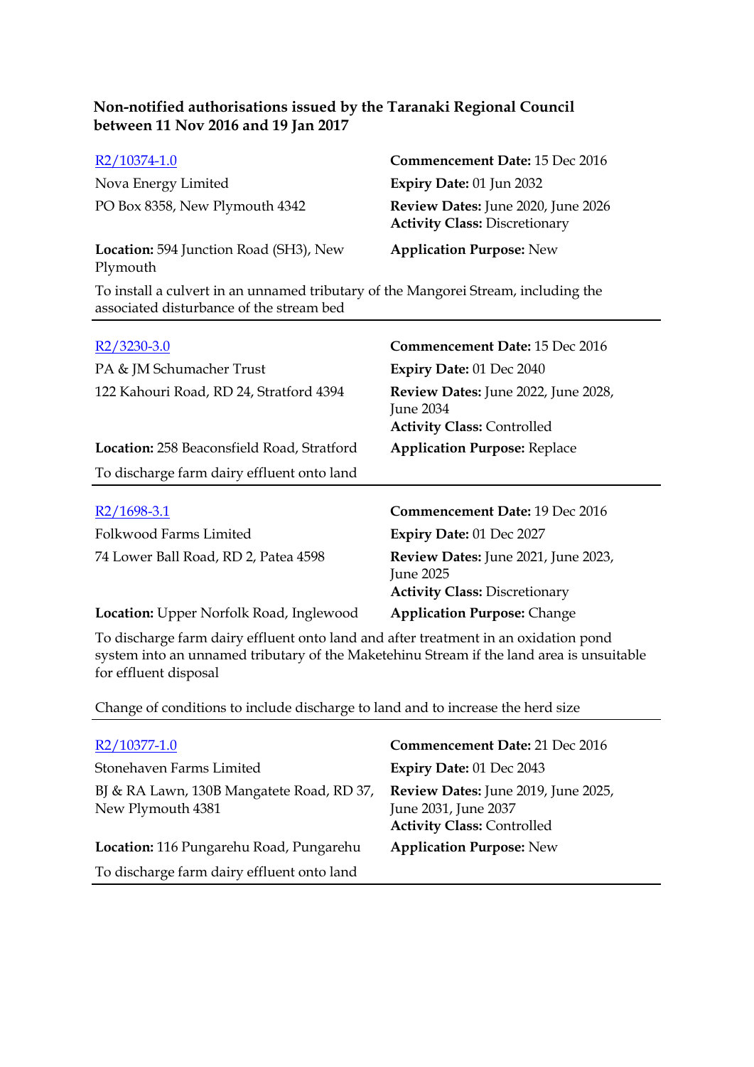**Non-notified authorisations issued by the Taranaki Regional Council between 11 Nov 2016 and 19 Jan 2017**

R2/10374-1.0
Nova Energy Limited
PO Box 8358, New Plymouth 4342

**Commencement Date:** 15 Dec 2016
**Expiry Date:** 01 Jun 2032
**Review Dates:** June 2020, June 2026
**Activity Class:** Discretionary

**Location:** 594 Junction Road (SH3), New Plymouth
**Application Purpose:** New

To install a culvert in an unnamed tributary of the Mangorei Stream, including the associated disturbance of the stream bed

---

R2/3230-3.0
PA & JM Schumacher Trust
122 Kahouri Road, RD 24, Stratford 4394

**Commencement Date:** 15 Dec 2016
**Expiry Date:** 01 Dec 2040
**Review Dates:** June 2022, June 2028, June 2034
**Activity Class:** Controlled

**Location:** 258 Beaconsfield Road, Stratford
**Application Purpose:** Replace

To discharge farm dairy effluent onto land

---

R2/1698-3.1
Folkwood Farms Limited
74 Lower Ball Road, RD 2, Patea 4598

**Commencement Date:** 19 Dec 2016
**Expiry Date:** 01 Dec 2027
**Review Dates:** June 2021, June 2023, June 2025
**Activity Class:** Discretionary

**Location:** Upper Norfolk Road, Inglewood
**Application Purpose:** Change

To discharge farm dairy effluent onto land and after treatment in an oxidation pond system into an unnamed tributary of the Maketehinu Stream if the land area is unsuitable for effluent disposal

Change of conditions to include discharge to land and to increase the herd size

---

R2/10377-1.0
Stonehaven Farms Limited
BJ & RA Lawn, 130B Mangatete Road, RD 37, New Plymouth 4381

**Commencement Date:** 21 Dec 2016
**Expiry Date:** 01 Dec 2043
**Review Dates:** June 2019, June 2025, June 2031, June 2037
**Activity Class:** Controlled

**Location:** 116 Pungarehu Road, Pungarehu
**Application Purpose:** New

To discharge farm dairy effluent onto land

---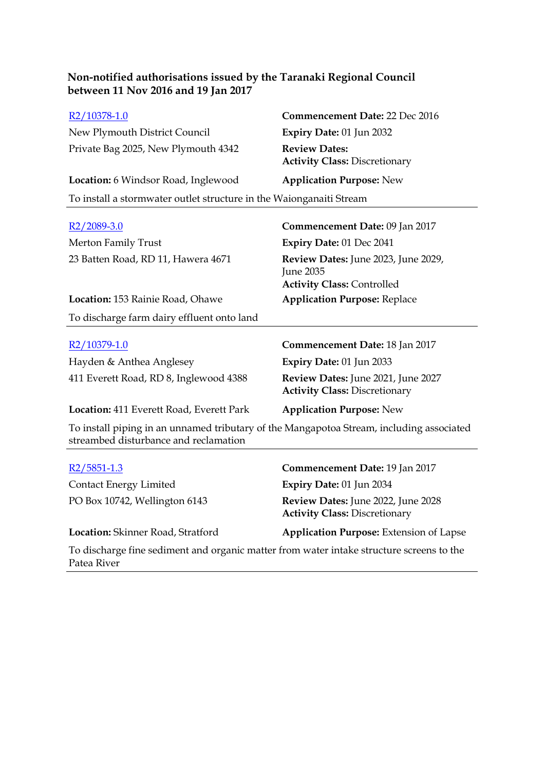**Non-notified authorisations issued by the Taranaki Regional Council between 11 Nov 2016 and 19 Jan 2017**

| | |
|---|---|
| R2/10378-1.0 | **Commencement Date:** 22 Dec 2016 |
| New Plymouth District Council | **Expiry Date:** 01 Jun 2032 |
| Private Bag 2025, New Plymouth 4342 | **Review Dates:** |
| | **Activity Class:** Discretionary |
| **Location:** 6 Windsor Road, Inglewood | **Application Purpose:** New |

To install a stormwater outlet structure in the Waionganaiti Stream

---

| | |
|---|---|
| R2/2089-3.0 | **Commencement Date:** 09 Jan 2017 |
| Merton Family Trust | **Expiry Date:** 01 Dec 2041 |
| 23 Batten Road, RD 11, Hawera 4671 | **Review Dates:** June 2023, June 2029, June 2035 |
| | **Activity Class:** Controlled |
| **Location:** 153 Rainie Road, Ohawe | **Application Purpose:** Replace |

To discharge farm dairy effluent onto land

---

| | |
|---|---|
| R2/10379-1.0 | **Commencement Date:** 18 Jan 2017 |
| Hayden & Anthea Anglesey | **Expiry Date:** 01 Jun 2033 |
| 411 Everett Road, RD 8, Inglewood 4388 | **Review Dates:** June 2021, June 2027 |
| | **Activity Class:** Discretionary |
| **Location:** 411 Everett Road, Everett Park | **Application Purpose:** New |

To install piping in an unnamed tributary of the Mangapotoa Stream, including associated streambed disturbance and reclamation

---

| | |
|---|---|
| R2/5851-1.3 | **Commencement Date:** 19 Jan 2017 |
| Contact Energy Limited | **Expiry Date:** 01 Jun 2034 |
| PO Box 10742, Wellington 6143 | **Review Dates:** June 2022, June 2028 |
| | **Activity Class:** Discretionary |
| **Location:** Skinner Road, Stratford | **Application Purpose:** Extension of Lapse |

To discharge fine sediment and organic matter from water intake structure screens to the Patea River

---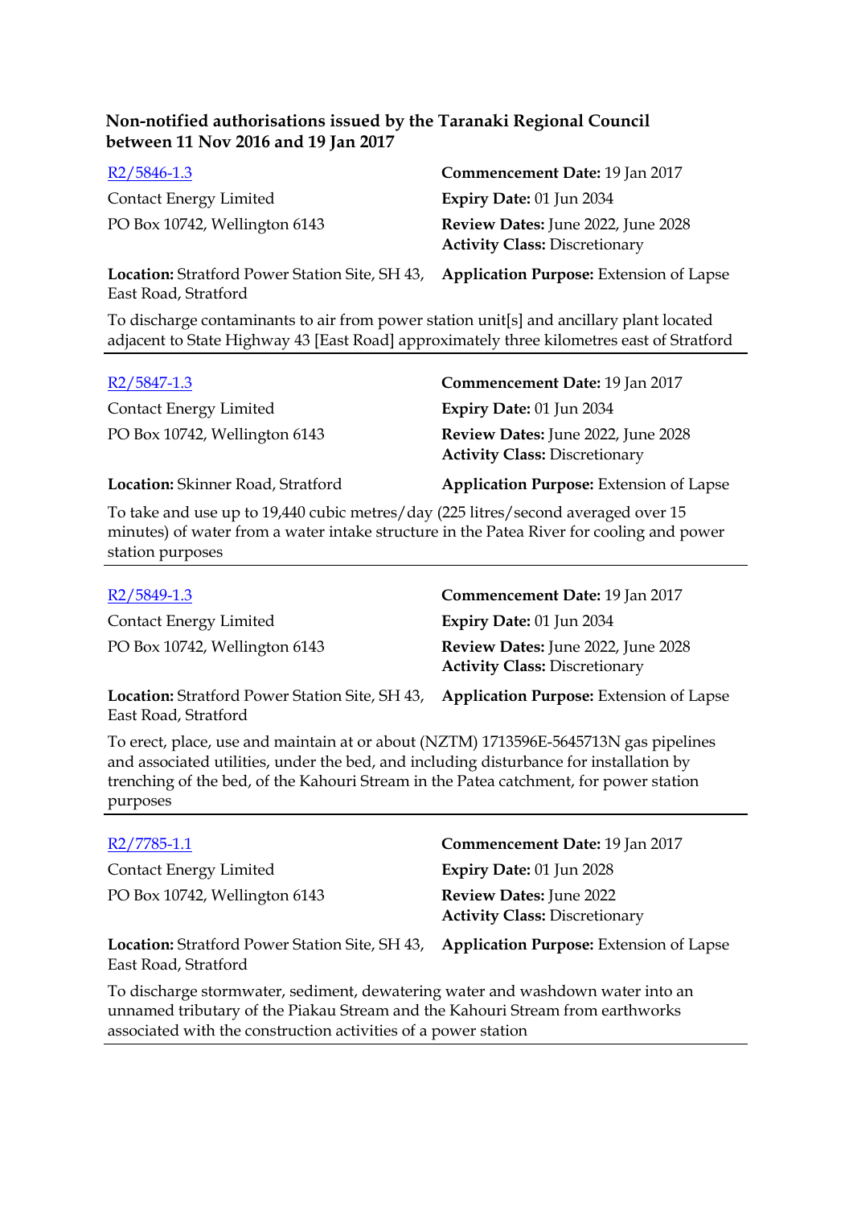### Non-notified authorisations issued by the Taranaki Regional Council between 11 Nov 2016 and 19 Jan 2017

[R2/5846-1.3](R2/5846-1.3)
Contact Energy Limited
PO Box 10742, Wellington 6143

**Commencement Date:** 19 Jan 2017
**Expiry Date:** 01 Jun 2034
**Review Dates:** June 2022, June 2028
**Activity Class:** Discretionary

**Location:** Stratford Power Station Site, SH 43, East Road, Stratford
**Application Purpose:** Extension of Lapse

To discharge contaminants to air from power station unit[s] and ancillary plant located adjacent to State Highway 43 [East Road] approximately three kilometres east of Stratford

---

[R2/5847-1.3](R2/5847-1.3)
Contact Energy Limited
PO Box 10742, Wellington 6143

**Commencement Date:** 19 Jan 2017
**Expiry Date:** 01 Jun 2034
**Review Dates:** June 2022, June 2028
**Activity Class:** Discretionary

**Location:** Skinner Road, Stratford
**Application Purpose:** Extension of Lapse

To take and use up to 19,440 cubic metres/day (225 litres/second averaged over 15 minutes) of water from a water intake structure in the Patea River for cooling and power station purposes

---

[R2/5849-1.3](R2/5849-1.3)
Contact Energy Limited
PO Box 10742, Wellington 6143

**Commencement Date:** 19 Jan 2017
**Expiry Date:** 01 Jun 2034
**Review Dates:** June 2022, June 2028
**Activity Class:** Discretionary

**Location:** Stratford Power Station Site, SH 43, East Road, Stratford
**Application Purpose:** Extension of Lapse

To erect, place, use and maintain at or about (NZTM) 1713596E-5645713N gas pipelines and associated utilities, under the bed, and including disturbance for installation by trenching of the bed, of the Kahouri Stream in the Patea catchment, for power station purposes

---

[R2/7785-1.1](R2/7785-1.1)
Contact Energy Limited
PO Box 10742, Wellington 6143

**Commencement Date:** 19 Jan 2017
**Expiry Date:** 01 Jun 2028
**Review Dates:** June 2022
**Activity Class:** Discretionary

**Location:** Stratford Power Station Site, SH 43, East Road, Stratford
**Application Purpose:** Extension of Lapse

To discharge stormwater, sediment, dewatering water and washdown water into an unnamed tributary of the Piakau Stream and the Kahouri Stream from earthworks associated with the construction activities of a power station

---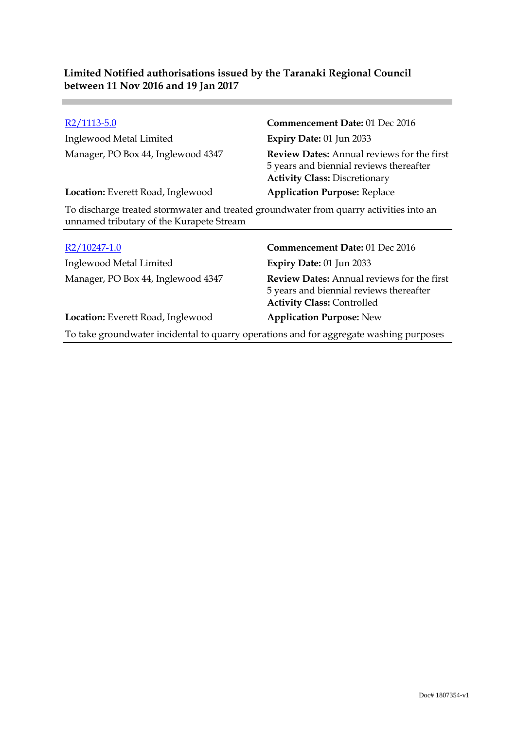**Limited Notified authorisations issued by the Taranaki Regional Council between 11 Nov 2016 and 19 Jan 2017**

---

R2/1113-5.0

Inglewood Metal Limited

Manager, PO Box 44, Inglewood 4347

**Location:** Everett Road, Inglewood

**Commencement Date:** 01 Dec 2016

**Expiry Date:** 01 Jun 2033

**Review Dates:** Annual reviews for the first 5 years and biennial reviews thereafter

**Activity Class:** Discretionary

**Application Purpose:** Replace

To discharge treated stormwater and treated groundwater from quarry activities into an unnamed tributary of the Kurapete Stream

---

R2/10247-1.0

Inglewood Metal Limited

Manager, PO Box 44, Inglewood 4347

**Location:** Everett Road, Inglewood

**Commencement Date:** 01 Dec 2016

**Expiry Date:** 01 Jun 2033

**Review Dates:** Annual reviews for the first 5 years and biennial reviews thereafter

**Activity Class:** Controlled

**Application Purpose:** New

To take groundwater incidental to quarry operations and for aggregate washing purposes

---

Doc# 1807354-v1